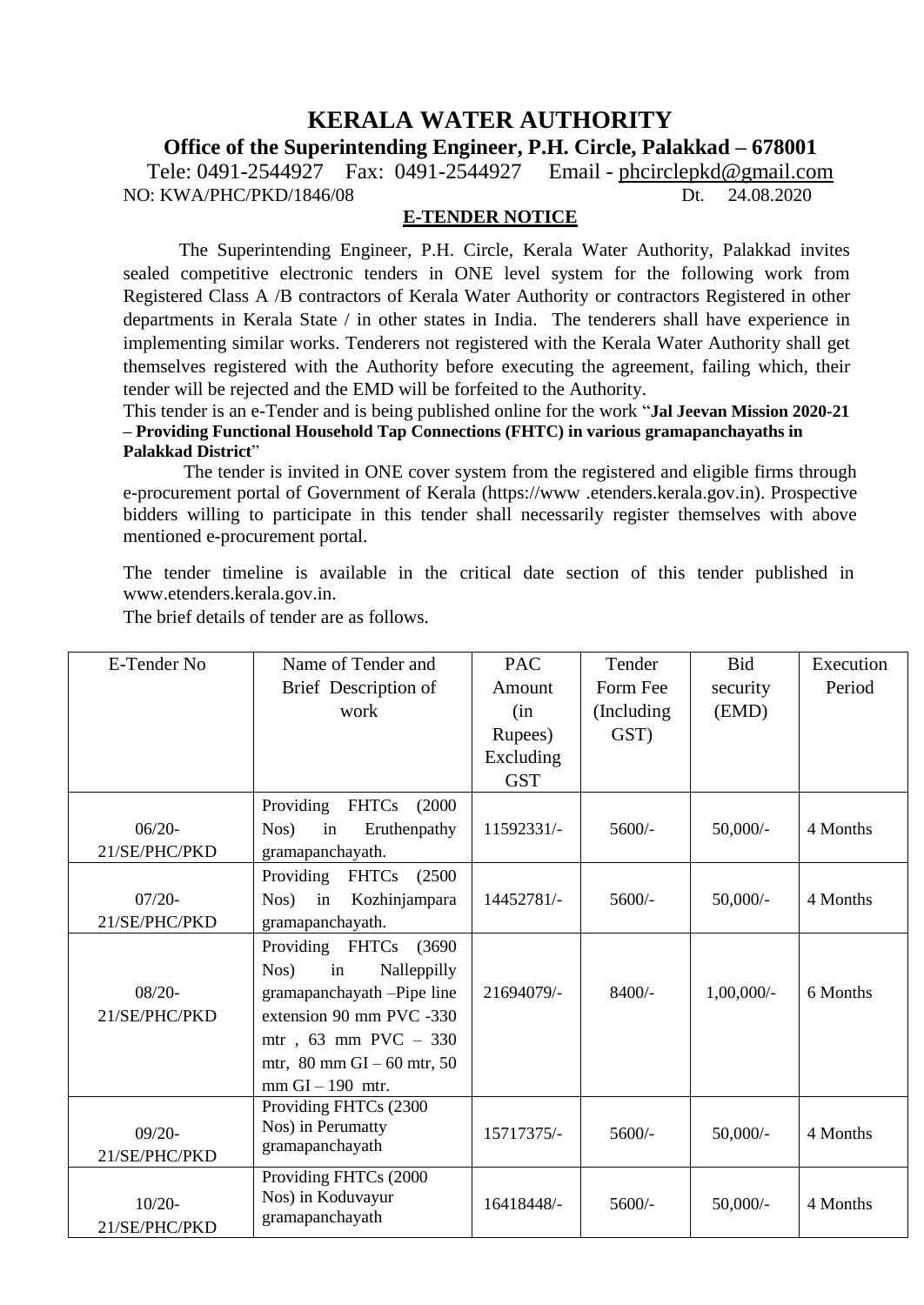# KERALA WATER AUTHORITY

## Office of the Superintending Engineer, P.H. Circle, Palakkad – 678001

Tele: 0491-2544927 Fax: 0491-2544927 Email - phcirclepkd@gmail.com

NO: KWA/PHC/PKD/1846/08 Dt. 24.08.2020

**E-TENDER NOTICE**

The Superintending Engineer, P.H. Circle, Kerala Water Authority, Palakkad invites sealed competitive electronic tenders in ONE level system for the following work from Registered Class A /B contractors of Kerala Water Authority or contractors Registered in other departments in Kerala State / in other states in India. The tenderers shall have experience in implementing similar works. Tenderers not registered with the Kerala Water Authority shall get themselves registered with the Authority before executing the agreement, failing which, their tender will be rejected and the EMD will be forfeited to the Authority.

This tender is an e-Tender and is being published online for the work "**Jal Jeevan Mission 2020-21 – Providing Functional Household Tap Connections (FHTC) in various gramapanchayaths in Palakkad District**"

The tender is invited in ONE cover system from the registered and eligible firms through e-procurement portal of Government of Kerala (https://www .etenders.kerala.gov.in). Prospective bidders willing to participate in this tender shall necessarily register themselves with above mentioned e-procurement portal.

The tender timeline is available in the critical date section of this tender published in www.etenders.kerala.gov.in.

The brief details of tender are as follows.

| E-Tender No | Name of Tender and Brief Description of work | PAC Amount (in Rupees) Excluding GST | Tender Form Fee (Including GST) | Bid security (EMD) | Execution Period |
|---|---|---|---|---|---|
| 06/20-21/SE/PHC/PKD | Providing FHTCs (2000 Nos) in Eruthenpathy gramapanchayath. | 11592331/- | 5600/- | 50,000/- | 4 Months |
| 07/20-21/SE/PHC/PKD | Providing FHTCs (2500 Nos) in Kozhinjampara gramapanchayath. | 14452781/- | 5600/- | 50,000/- | 4 Months |
| 08/20-21/SE/PHC/PKD | Providing FHTCs (3690 Nos) in Nalleppilly gramapanchayath –Pipe line extension 90 mm PVC -330 mtr , 63 mm PVC – 330 mtr, 80 mm GI – 60 mtr, 50 mm GI – 190 mtr. | 21694079/- | 8400/- | 1,00,000/- | 6 Months |
| 09/20-21/SE/PHC/PKD | Providing FHTCs (2300 Nos) in Perumatty gramapanchayath | 15717375/- | 5600/- | 50,000/- | 4 Months |
| 10/20-21/SE/PHC/PKD | Providing FHTCs (2000 Nos) in Koduvayur gramapanchayath | 16418448/- | 5600/- | 50,000/- | 4 Months |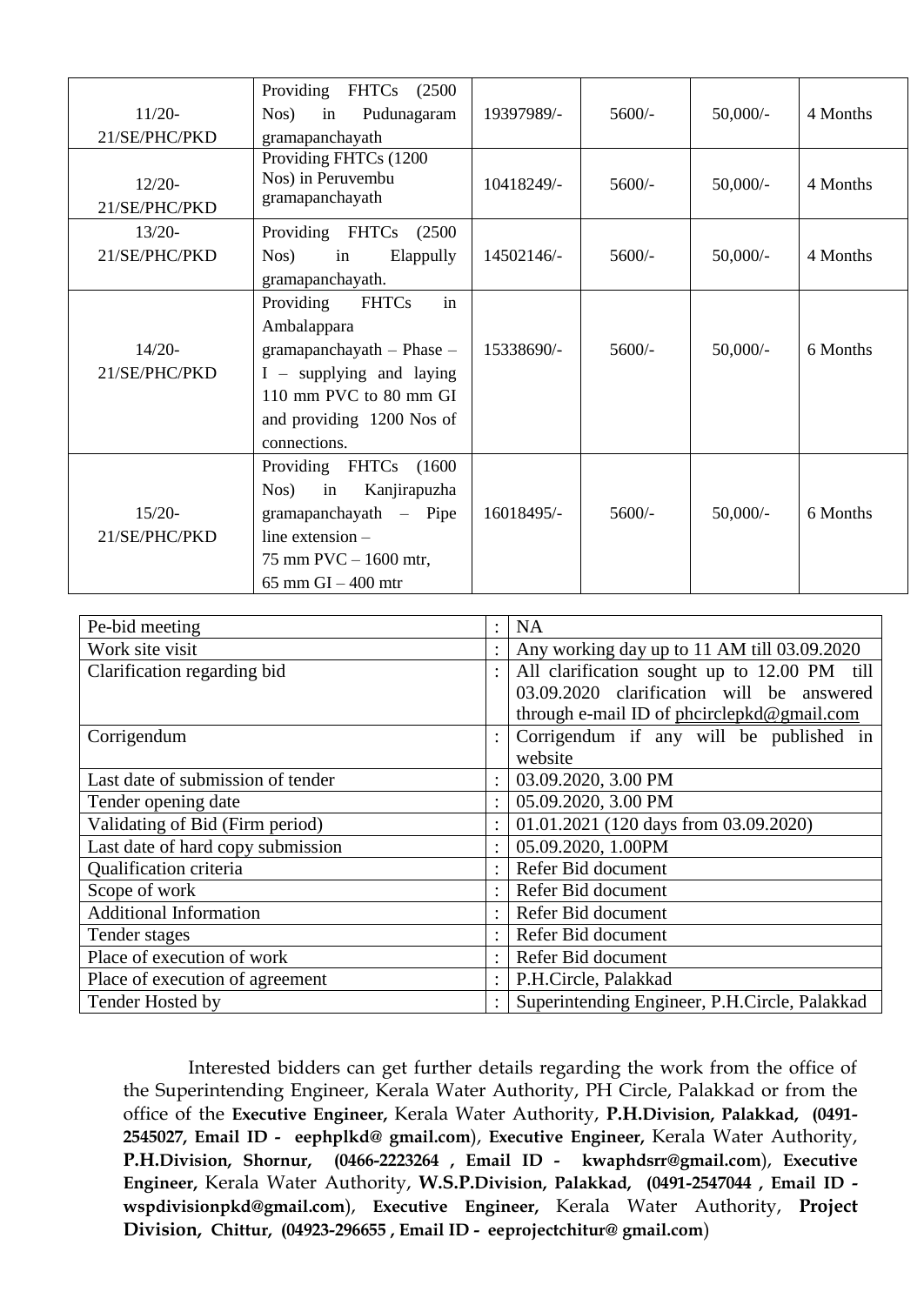| | | | | | |
|---|---|---|---|---|---|
| 11/20-21/SE/PHC/PKD | Providing FHTCs (2500 Nos) in Pudunagaram gramapanchayath | 19397989/- | 5600/- | 50,000/- | 4 Months |
| 12/20-21/SE/PHC/PKD | Providing FHTCs (1200 Nos) in Peruvembu gramapanchayath | 10418249/- | 5600/- | 50,000/- | 4 Months |
| 13/20-21/SE/PHC/PKD | Providing FHTCs (2500 Nos) in Elappully gramapanchayath. | 14502146/- | 5600/- | 50,000/- | 4 Months |
| 14/20-21/SE/PHC/PKD | Providing FHTCs in Ambalappara gramapanchayath – Phase – I – supplying and laying 110 mm PVC to 80 mm GI and providing 1200 Nos of connections. | 15338690/- | 5600/- | 50,000/- | 6 Months |
| 15/20-21/SE/PHC/PKD | Providing FHTCs (1600 Nos) in Kanjirapuzha gramapanchayath – Pipe line extension – 75 mm PVC – 1600 mtr, 65 mm GI – 400 mtr | 16018495/- | 5600/- | 50,000/- | 6 Months |

| | | |
|---|---|---|
| Pe-bid meeting | : | NA |
| Work site visit | : | Any working day up to 11 AM till 03.09.2020 |
| Clarification regarding bid | : | All clarification sought up to 12.00 PM till 03.09.2020 clarification will be answered through e-mail ID of phcirclepkd@gmail.com |
| Corrigendum | : | Corrigendum if any will be published in website |
| Last date of submission of tender | : | 03.09.2020, 3.00 PM |
| Tender opening date | : | 05.09.2020, 3.00 PM |
| Validating of Bid (Firm period) | : | 01.01.2021 (120 days from 03.09.2020) |
| Last date of hard copy submission | : | 05.09.2020, 1.00PM |
| Qualification criteria | : | Refer Bid document |
| Scope of work | : | Refer Bid document |
| Additional Information | : | Refer Bid document |
| Tender stages | : | Refer Bid document |
| Place of execution of work | : | Refer Bid document |
| Place of execution of agreement | : | P.H.Circle, Palakkad |
| Tender Hosted by | : | Superintending Engineer, P.H.Circle, Palakkad |

Interested bidders can get further details regarding the work from the office of the Superintending Engineer, Kerala Water Authority, PH Circle, Palakkad or from the office of the **Executive Engineer,** Kerala Water Authority, **P.H.Division, Palakkad, (0491-2545027, Email ID - eephplkd@ gmail.com**), **Executive Engineer,** Kerala Water Authority, **P.H.Division, Shornur, (0466-2223264 , Email ID - kwaphdsrr@gmail.com**), **Executive Engineer,** Kerala Water Authority, **W.S.P.Division, Palakkad, (0491-2547044 , Email ID - wspdivisionpkd@gmail.com**), **Executive Engineer,** Kerala Water Authority, **Project Division, Chittur, (04923-296655 , Email ID - eeprojectchitur@ gmail.com**)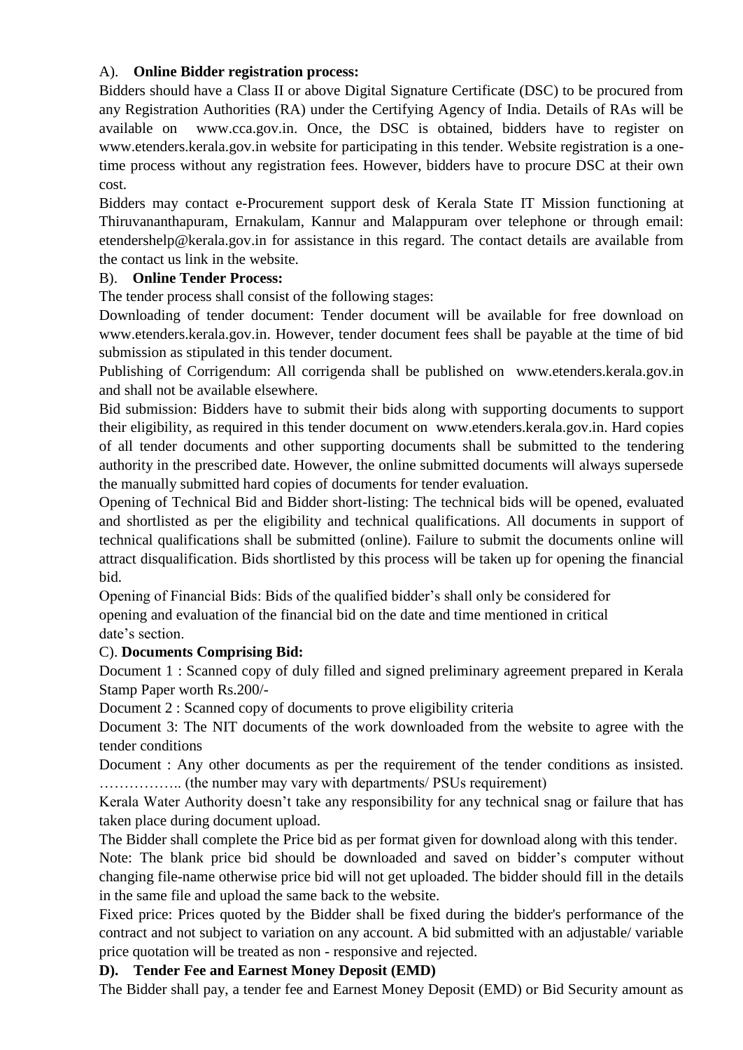A). **Online Bidder registration process:**

Bidders should have a Class II or above Digital Signature Certificate (DSC) to be procured from any Registration Authorities (RA) under the Certifying Agency of India. Details of RAs will be available on www.cca.gov.in. Once, the DSC is obtained, bidders have to register on www.etenders.kerala.gov.in website for participating in this tender. Website registration is a one-time process without any registration fees. However, bidders have to procure DSC at their own cost.

Bidders may contact e-Procurement support desk of Kerala State IT Mission functioning at Thiruvananthapuram, Ernakulam, Kannur and Malappuram over telephone or through email: etendershelp@kerala.gov.in for assistance in this regard. The contact details are available from the contact us link in the website.

B). **Online Tender Process:**

The tender process shall consist of the following stages:

Downloading of tender document: Tender document will be available for free download on www.etenders.kerala.gov.in. However, tender document fees shall be payable at the time of bid submission as stipulated in this tender document.

Publishing of Corrigendum: All corrigenda shall be published on www.etenders.kerala.gov.in and shall not be available elsewhere.

Bid submission: Bidders have to submit their bids along with supporting documents to support their eligibility, as required in this tender document on www.etenders.kerala.gov.in. Hard copies of all tender documents and other supporting documents shall be submitted to the tendering authority in the prescribed date. However, the online submitted documents will always supersede the manually submitted hard copies of documents for tender evaluation.

Opening of Technical Bid and Bidder short-listing: The technical bids will be opened, evaluated and shortlisted as per the eligibility and technical qualifications. All documents in support of technical qualifications shall be submitted (online). Failure to submit the documents online will attract disqualification. Bids shortlisted by this process will be taken up for opening the financial bid.

Opening of Financial Bids: Bids of the qualified bidder's shall only be considered for opening and evaluation of the financial bid on the date and time mentioned in critical date's section.

C). **Documents Comprising Bid:**

Document 1 : Scanned copy of duly filled and signed preliminary agreement prepared in Kerala Stamp Paper worth Rs.200/-

Document 2 : Scanned copy of documents to prove eligibility criteria

Document 3: The NIT documents of the work downloaded from the website to agree with the tender conditions

Document : Any other documents as per the requirement of the tender conditions as insisted. …………….. (the number may vary with departments/ PSUs requirement)

Kerala Water Authority doesn't take any responsibility for any technical snag or failure that has taken place during document upload.

The Bidder shall complete the Price bid as per format given for download along with this tender.

Note: The blank price bid should be downloaded and saved on bidder's computer without changing file-name otherwise price bid will not get uploaded. The bidder should fill in the details in the same file and upload the same back to the website.

Fixed price: Prices quoted by the Bidder shall be fixed during the bidder's performance of the contract and not subject to variation on any account. A bid submitted with an adjustable/ variable price quotation will be treated as non - responsive and rejected.

**D). Tender Fee and Earnest Money Deposit (EMD)**

The Bidder shall pay, a tender fee and Earnest Money Deposit (EMD) or Bid Security amount as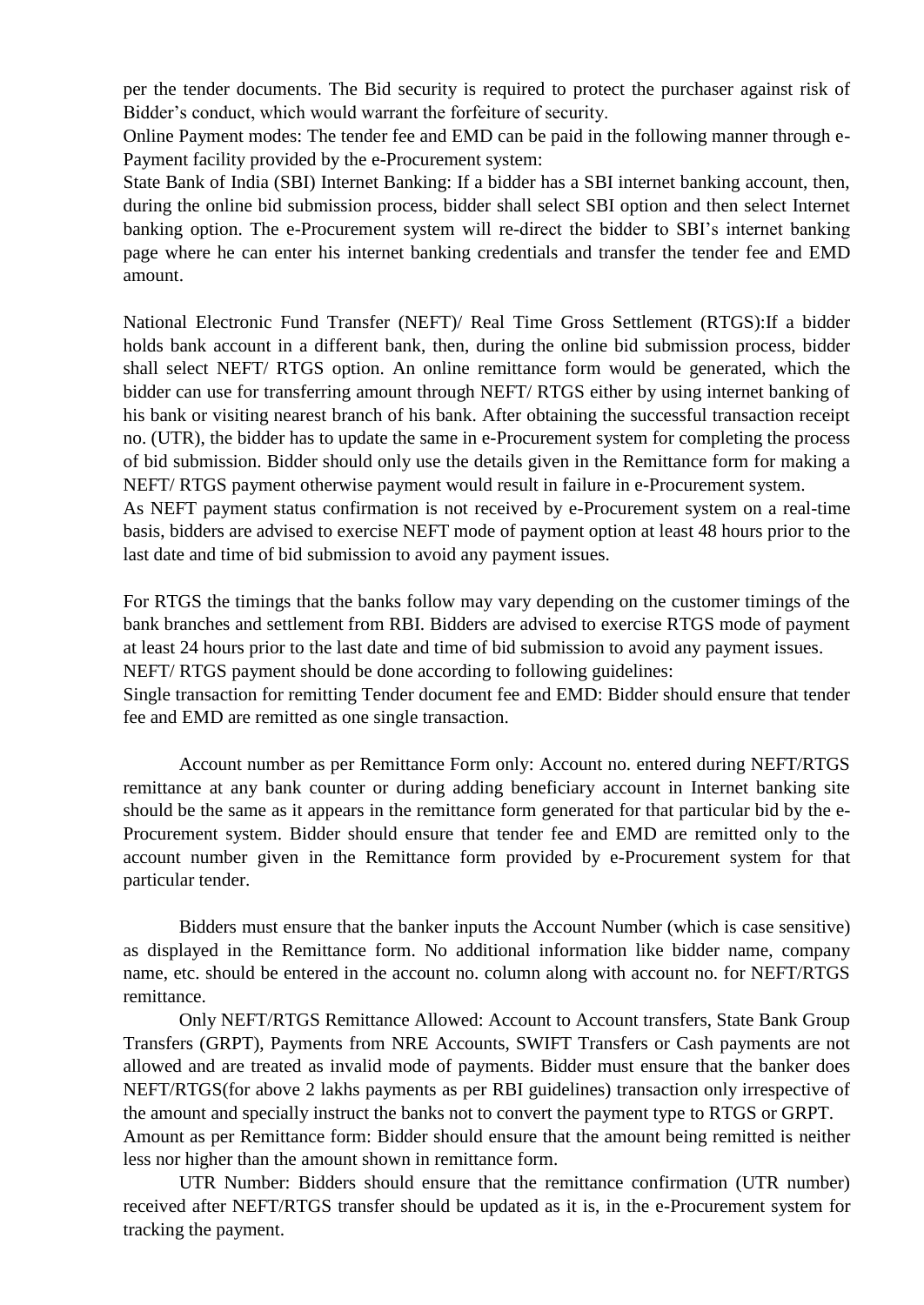per the tender documents. The Bid security is required to protect the purchaser against risk of Bidder's conduct, which would warrant the forfeiture of security.

Online Payment modes: The tender fee and EMD can be paid in the following manner through e-Payment facility provided by the e-Procurement system:

State Bank of India (SBI) Internet Banking: If a bidder has a SBI internet banking account, then, during the online bid submission process, bidder shall select SBI option and then select Internet banking option. The e-Procurement system will re-direct the bidder to SBI's internet banking page where he can enter his internet banking credentials and transfer the tender fee and EMD amount.

National Electronic Fund Transfer (NEFT)/ Real Time Gross Settlement (RTGS):If a bidder holds bank account in a different bank, then, during the online bid submission process, bidder shall select NEFT/ RTGS option. An online remittance form would be generated, which the bidder can use for transferring amount through NEFT/ RTGS either by using internet banking of his bank or visiting nearest branch of his bank. After obtaining the successful transaction receipt no. (UTR), the bidder has to update the same in e-Procurement system for completing the process of bid submission. Bidder should only use the details given in the Remittance form for making a NEFT/ RTGS payment otherwise payment would result in failure in e-Procurement system.

As NEFT payment status confirmation is not received by e-Procurement system on a real-time basis, bidders are advised to exercise NEFT mode of payment option at least 48 hours prior to the last date and time of bid submission to avoid any payment issues.

For RTGS the timings that the banks follow may vary depending on the customer timings of the bank branches and settlement from RBI. Bidders are advised to exercise RTGS mode of payment at least 24 hours prior to the last date and time of bid submission to avoid any payment issues.

NEFT/ RTGS payment should be done according to following guidelines:

Single transaction for remitting Tender document fee and EMD: Bidder should ensure that tender fee and EMD are remitted as one single transaction.

Account number as per Remittance Form only: Account no. entered during NEFT/RTGS remittance at any bank counter or during adding beneficiary account in Internet banking site should be the same as it appears in the remittance form generated for that particular bid by the e-Procurement system. Bidder should ensure that tender fee and EMD are remitted only to the account number given in the Remittance form provided by e-Procurement system for that particular tender.

Bidders must ensure that the banker inputs the Account Number (which is case sensitive) as displayed in the Remittance form. No additional information like bidder name, company name, etc. should be entered in the account no. column along with account no. for NEFT/RTGS remittance.

Only NEFT/RTGS Remittance Allowed: Account to Account transfers, State Bank Group Transfers (GRPT), Payments from NRE Accounts, SWIFT Transfers or Cash payments are not allowed and are treated as invalid mode of payments. Bidder must ensure that the banker does NEFT/RTGS(for above 2 lakhs payments as per RBI guidelines) transaction only irrespective of the amount and specially instruct the banks not to convert the payment type to RTGS or GRPT.

Amount as per Remittance form: Bidder should ensure that the amount being remitted is neither less nor higher than the amount shown in remittance form.

UTR Number: Bidders should ensure that the remittance confirmation (UTR number) received after NEFT/RTGS transfer should be updated as it is, in the e-Procurement system for tracking the payment.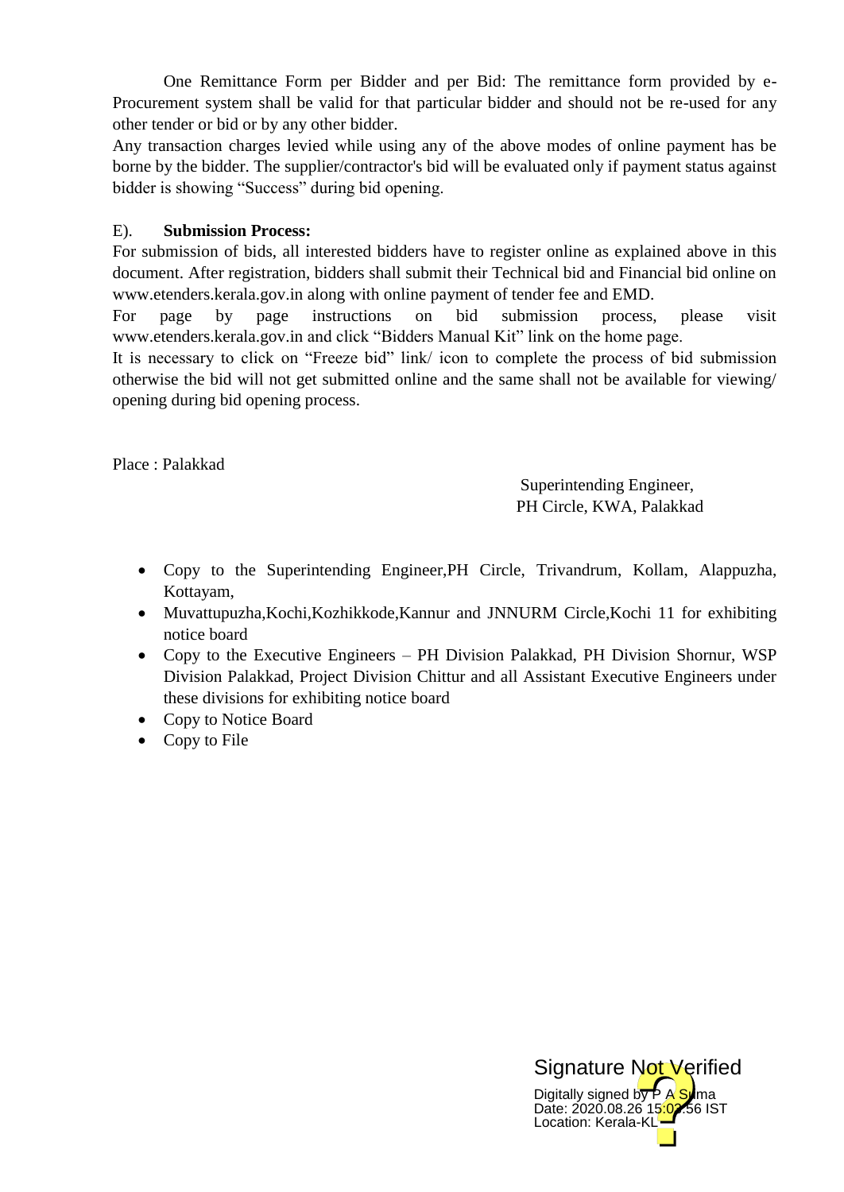One Remittance Form per Bidder and per Bid: The remittance form provided by e-Procurement system shall be valid for that particular bidder and should not be re-used for any other tender or bid or by any other bidder.

Any transaction charges levied while using any of the above modes of online payment has be borne by the bidder. The supplier/contractor's bid will be evaluated only if payment status against bidder is showing “Success” during bid opening.

E). **Submission Process:**

For submission of bids, all interested bidders have to register online as explained above in this document. After registration, bidders shall submit their Technical bid and Financial bid online on www.etenders.kerala.gov.in along with online payment of tender fee and EMD.

For page by page instructions on bid submission process, please visit www.etenders.kerala.gov.in and click “Bidders Manual Kit” link on the home page.

It is necessary to click on “Freeze bid” link/ icon to complete the process of bid submission otherwise the bid will not get submitted online and the same shall not be available for viewing/ opening during bid opening process.

Place : Palakkad

Superintending Engineer,
PH Circle, KWA, Palakkad

- Copy to the Superintending Engineer,PH Circle, Trivandrum, Kollam, Alappuzha, Kottayam,
- Muvattupuzha,Kochi,Kozhikkode,Kannur and JNNURM Circle,Kochi 11 for exhibiting notice board
- Copy to the Executive Engineers – PH Division Palakkad, PH Division Shornur, WSP Division Palakkad, Project Division Chittur and all Assistant Executive Engineers under these divisions for exhibiting notice board
- Copy to Notice Board
- Copy to File

Signature Not Verified
Digitally signed by P A Suma
Date: 2020.08.26 15:02:56 IST
Location: Kerala-KL